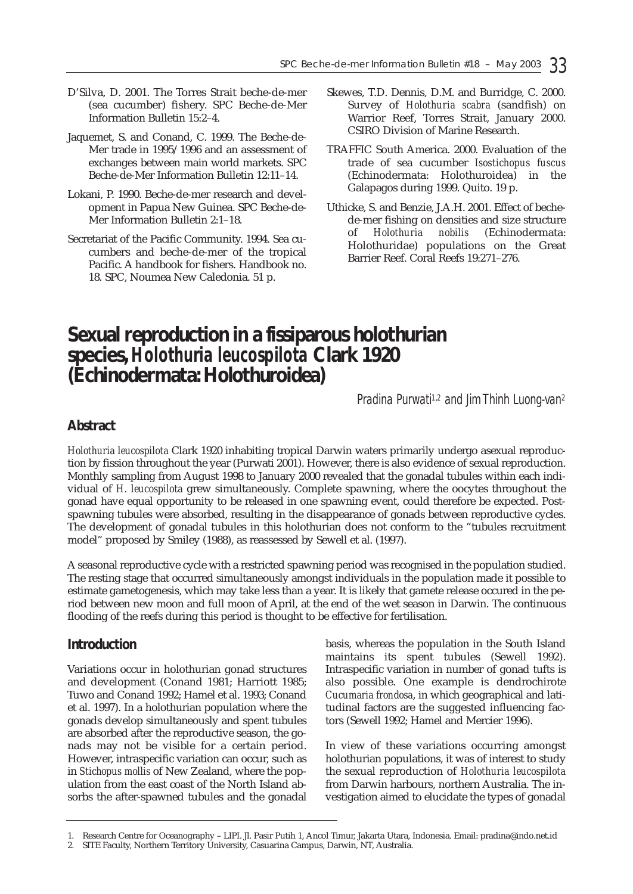D'Silva, D. 2001. The Torres Strait beche-de-mer (sea cucumber) fishery. SPC Beche-de-Mer Information Bulletin 15:2–4.

Jaquemet, S. and Conand, C. 1999. The Beche-de-Mer trade in 1995/1996 and an assessment of exchanges between main world markets. SPC Beche-de-Mer Information Bulletin 12:11–14.

Lokani, P. 1990. Beche-de-mer research and development in Papua New Guinea. SPC Beche-de-Mer Information Bulletin 2:1–18.

Secretariat of the Pacific Community. 1994. Sea cucumbers and beche-de-mer of the tropical Pacific. A handbook for fishers. Handbook no. 18. SPC, Noumea New Caledonia. 51 p.

Skewes, T.D. Dennis, D.M. and Burridge, C. 2000. Survey of *Holothuria scabra* (sandfish) on Warrior Reef, Torres Strait, January 2000. CSIRO Division of Marine Research.

TRAFFIC South America. 2000. Evaluation of the trade of sea cucumber *Isostichopus fuscus* (Echinodermata: Holothuroidea) in the Galapagos during 1999. Quito. 19 p.

Uthicke, S. and Benzie, J.A.H. 2001. Effect of beche-de-mer fishing on densities and size structure of *Holothuria nobilis* (Echinodermata: Holothuridae) populations on the Great Barrier Reef. Coral Reefs 19:271–276.

# Sexual reproduction in a fissiparous holothurian species, *Holothuria leucospilota* Clark 1920 (Echinodermata: Holothuroidea)

*Pradina Purwati[1,2] and Jim Thinh Luong-van[2]*

## Abstract

*Holothuria leucospilota* Clark 1920 inhabiting tropical Darwin waters primarily undergo asexual reproduction by fission throughout the year (Purwati 2001). However, there is also evidence of sexual reproduction. Monthly sampling from August 1998 to January 2000 revealed that the gonadal tubules within each individual of *H. leucospilota* grew simultaneously. Complete spawning, where the oocytes throughout the gonad have equal opportunity to be released in one spawning event, could therefore be expected. Post-spawning tubules were absorbed, resulting in the disappearance of gonads between reproductive cycles. The development of gonadal tubules in this holothurian does not conform to the "tubules recruitment model" proposed by Smiley (1988), as reassessed by Sewell et al. (1997).

A seasonal reproductive cycle with a restricted spawning period was recognised in the population studied. The resting stage that occurred simultaneously amongst individuals in the population made it possible to estimate gametogenesis, which may take less than a year. It is likely that gamete release occured in the period between new moon and full moon of April, at the end of the wet season in Darwin. The continuous flooding of the reefs during this period is thought to be effective for fertilisation.

## Introduction

Variations occur in holothurian gonad structures and development (Conand 1981; Harriott 1985; Tuwo and Conand 1992; Hamel et al. 1993; Conand et al. 1997). In a holothurian population where the gonads develop simultaneously and spent tubules are absorbed after the reproductive season, the gonads may not be visible for a certain period. However, intraspecific variation can occur, such as in *Stichopus mollis* of New Zealand, where the population from the east coast of the North Island absorbs the after-spawned tubules and the gonadal basis, whereas the population in the South Island maintains its spent tubules (Sewell 1992). Intraspecific variation in number of gonad tufts is also possible. One example is dendrochirote *Cucumaria frondosa*, in which geographical and latitudinal factors are the suggested influencing factors (Sewell 1992; Hamel and Mercier 1996).

In view of these variations occurring amongst holothurian populations, it was of interest to study the sexual reproduction of *Holothuria leucospilota* from Darwin harbours, northern Australia. The investigation aimed to elucidate the types of gonadal

1. Research Centre for Oceanography – LIPI. Jl. Pasir Putih 1, Ancol Timur, Jakarta Utara, Indonesia. Email: pradina@indo.net.id
2. SITE Faculty, Northern Territory University, Casuarina Campus, Darwin, NT, Australia.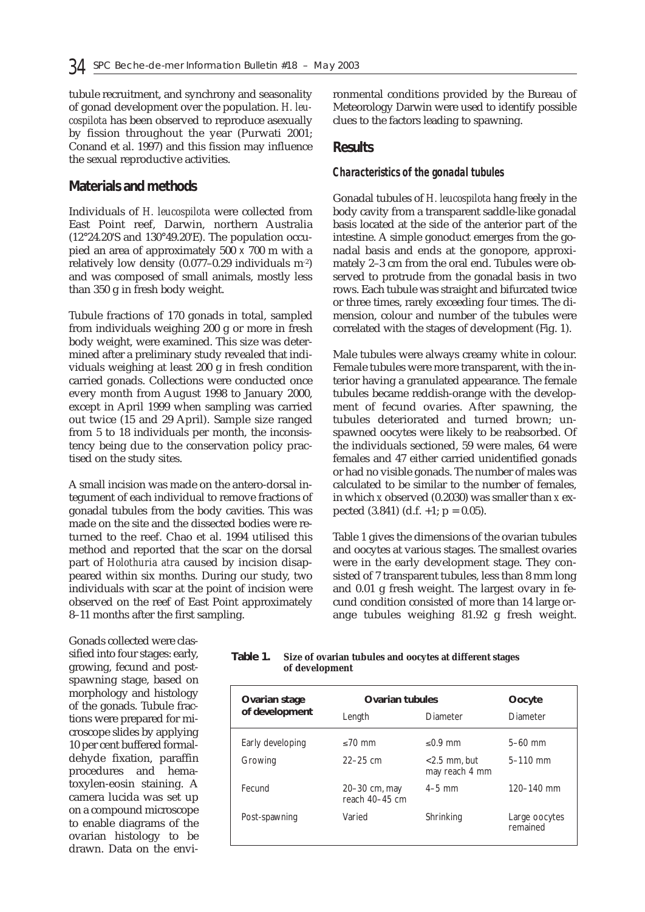tubule recruitment, and synchrony and seasonality of gonad development over the population. *H. leucospilota* has been observed to reproduce asexually by fission throughout the year (Purwati 2001; Conand et al. 1997) and this fission may influence the sexual reproductive activities.

## Materials and methods

Individuals of *H. leucospilota* were collected from East Point reef, Darwin, northern Australia (12°24.20'S and 130°49.20'E). The population occupied an area of approximately 500 *x* 700 m with a relatively low density (0.077–0.29 individuals $m^{-2}$) and was composed of small animals, mostly less than 350 g in fresh body weight.

Tubule fractions of 170 gonads in total, sampled from individuals weighing 200 g or more in fresh body weight, were examined. This size was determined after a preliminary study revealed that individuals weighing at least 200 g in fresh condition carried gonads. Collections were conducted once every month from August 1998 to January 2000, except in April 1999 when sampling was carried out twice (15 and 29 April). Sample size ranged from 5 to 18 individuals per month, the inconsistency being due to the conservation policy practised on the study sites.

A small incision was made on the antero-dorsal integument of each individual to remove fractions of gonadal tubules from the body cavities. This was made on the site and the dissected bodies were returned to the reef. Chao et al. 1994 utilised this method and reported that the scar on the dorsal part of *Holothuria atra* caused by incision disappeared within six months. During our study, two individuals with scar at the point of incision were observed on the reef of East Point approximately 8–11 months after the first sampling.

Gonads collected were classified into four stages: early, growing, fecund and post-spawning stage, based on morphology and histology of the gonads. Tubule fractions were prepared for microscope slides by applying 10 per cent buffered formaldehyde fixation, paraffin procedures and hematoxylen-eosin staining. A camera lucida was set up on a compound microscope to enable diagrams of the ovarian histology to be drawn. Data on the environmental conditions provided by the Bureau of Meteorology Darwin were used to identify possible clues to the factors leading to spawning.

## Results

### Characteristics of the gonadal tubules

Gonadal tubules of *H. leucospilota* hang freely in the body cavity from a transparent saddle-like gonadal basis located at the side of the anterior part of the intestine. A simple gonoduct emerges from the gonadal basis and ends at the gonopore, approximately 2–3 cm from the oral end. Tubules were observed to protrude from the gonadal basis in two rows. Each tubule was straight and bifurcated twice or three times, rarely exceeding four times. The dimension, colour and number of the tubules were correlated with the stages of development (Fig. 1).

Male tubules were always creamy white in colour. Female tubules were more transparent, with the interior having a granulated appearance. The female tubules became reddish-orange with the development of fecund ovaries. After spawning, the tubules deteriorated and turned brown; unspawned oocytes were likely to be reabsorbed. Of the individuals sectioned, 59 were males, 64 were females and 47 either carried unidentified gonads or had no visible gonads. The number of males was calculated to be similar to the number of females, in which $x$ observed (0.2030) was smaller than $x$ expected (3.841) (d.f. +1; $p = 0.05$).

Table 1 gives the dimensions of the ovarian tubules and oocytes at various stages. The smallest ovaries were in the early development stage. They consisted of 7 transparent tubules, less than 8 mm long and 0.01 g fresh weight. The largest ovary in fecund condition consisted of more than 14 large orange tubules weighing 81.92 g fresh weight.

**Table 1.** Size of ovarian tubules and oocytes at different stages of development

| Ovarian stage of development | Ovarian tubules | | Oocyte |
|---|---|---|---|
| | Length | Diameter | Diameter |
| Early developing | ≤70 mm | ≤0.9 mm | 5–60 mm |
| Growing | 22–25 cm | <2.5 mm, but may reach 4 mm | 5–110 mm |
| Fecund | 20–30 cm, may reach 40–45 cm | 4–5 mm | 120–140 mm |
| Post-spawning | Varied | Shrinking | Large oocytes remained |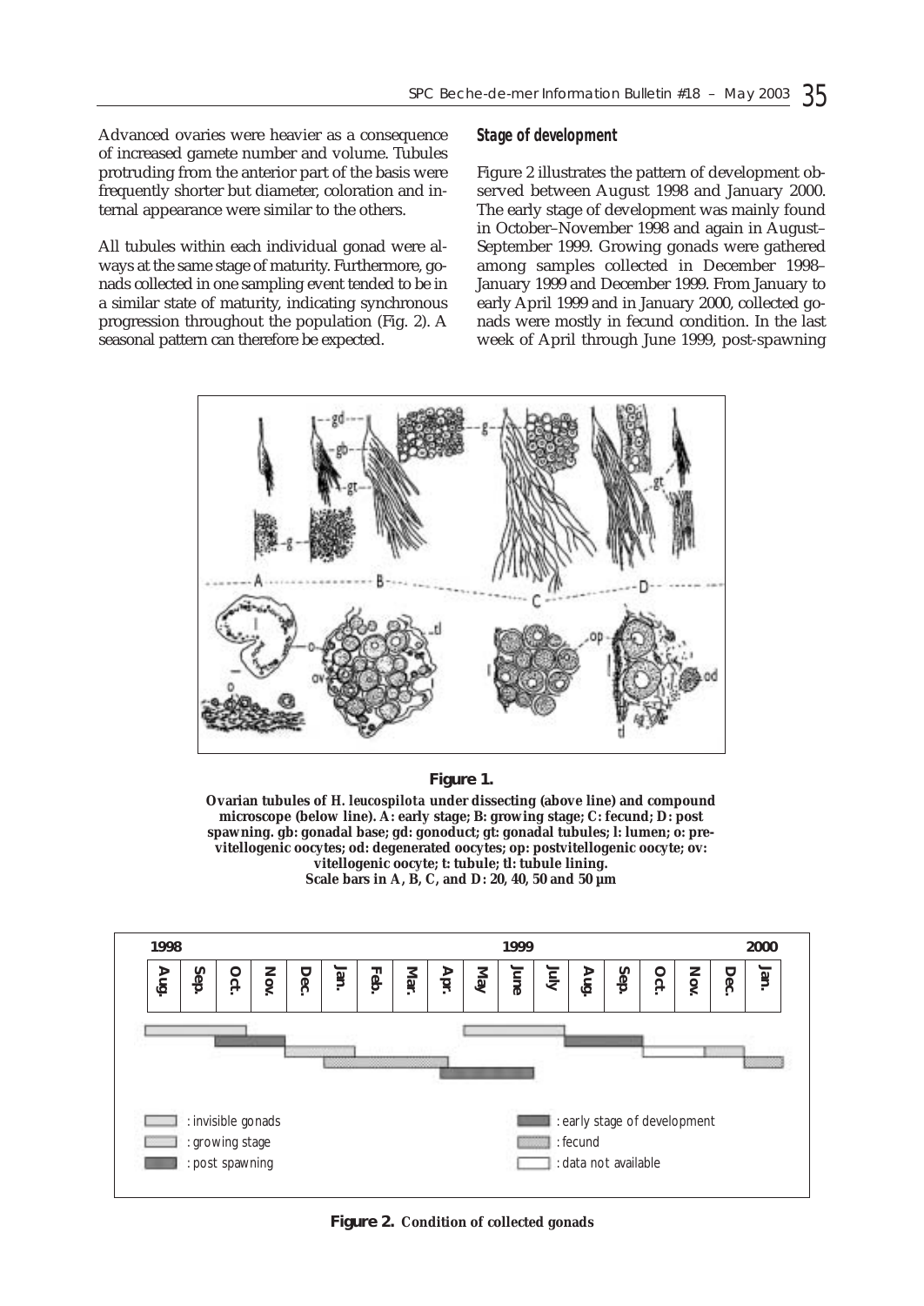Advanced ovaries were heavier as a consequence of increased gamete number and volume. Tubules protruding from the anterior part of the basis were frequently shorter but diameter, coloration and internal appearance were similar to the others.

All tubules within each individual gonad were always at the same stage of maturity. Furthermore, gonads collected in one sampling event tended to be in a similar state of maturity, indicating synchronous progression throughout the population (Fig. 2). A seasonal pattern can therefore be expected.

### Stage of development

Figure 2 illustrates the pattern of development observed between August 1998 and January 2000. The early stage of development was mainly found in October–November 1998 and again in August–September 1999. Growing gonads were gathered among samples collected in December 1998–January 1999 and December 1999. From January to early April 1999 and in January 2000, collected gonads were mostly in fecund condition. In the last week of April through June 1999, post-spawning

**Figure 1.**

**Ovarian tubules of *H. leucospilota* under dissecting (above line) and compound microscope (below line). A: early stage; B: growing stage; C: fecund; D: post spawning. gb: gonadal base; gd: gonoduct; gt: gonadal tubules; l: lumen; o: pre-vitellogenic oocytes; od: degenerated oocytes; op: postvitellogenic oocyte; ov: vitellogenic oocyte; t: tubule; tl: tubule lining. Scale bars in A, B, C, and D: 20, 40, 50 and 50 µm**

**Figure 2.** Condition of collected gonads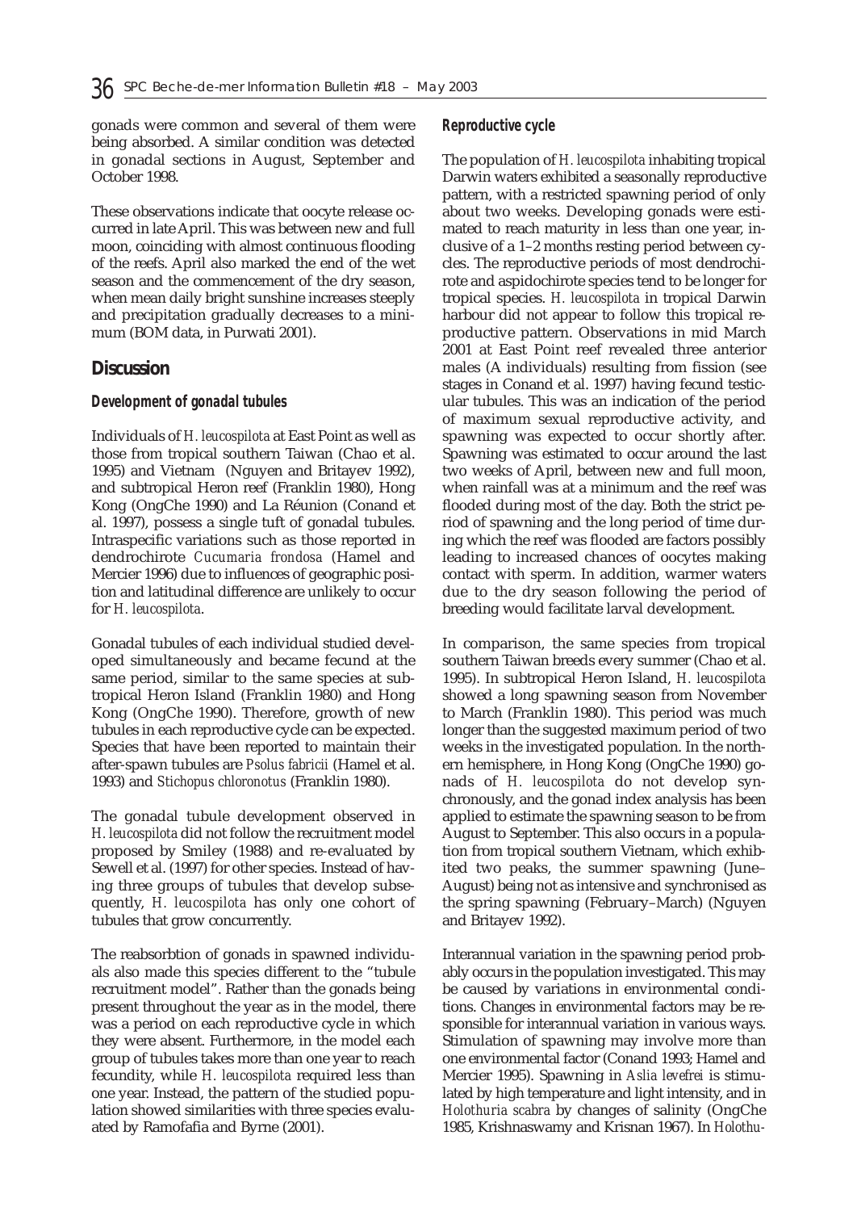gonads were common and several of them were being absorbed. A similar condition was detected in gonadal sections in August, September and October 1998.

These observations indicate that oocyte release occurred in late April. This was between new and full moon, coinciding with almost continuous flooding of the reefs. April also marked the end of the wet season and the commencement of the dry season, when mean daily bright sunshine increases steeply and precipitation gradually decreases to a minimum (BOM data, in Purwati 2001).

## Discussion

### Development of gonadal tubules

Individuals of *H. leucospilota* at East Point as well as those from tropical southern Taiwan (Chao et al. 1995) and Vietnam (Nguyen and Britayev 1992), and subtropical Heron reef (Franklin 1980), Hong Kong (OngChe 1990) and La Réunion (Conand et al. 1997), possess a single tuft of gonadal tubules. Intraspecific variations such as those reported in dendrochirote *Cucumaria frondosa* (Hamel and Mercier 1996) due to influences of geographic position and latitudinal difference are unlikely to occur for *H. leucospilota*.

Gonadal tubules of each individual studied developed simultaneously and became fecund at the same period, similar to the same species at subtropical Heron Island (Franklin 1980) and Hong Kong (OngChe 1990). Therefore, growth of new tubules in each reproductive cycle can be expected. Species that have been reported to maintain their after-spawn tubules are *Psolus fabricii* (Hamel et al. 1993) and *Stichopus chloronotus* (Franklin 1980).

The gonadal tubule development observed in *H. leucospilota* did not follow the recruitment model proposed by Smiley (1988) and re-evaluated by Sewell et al. (1997) for other species. Instead of having three groups of tubules that develop subsequently, *H. leucospilota* has only one cohort of tubules that grow concurrently.

The reabsorbtion of gonads in spawned individuals also made this species different to the "tubule recruitment model". Rather than the gonads being present throughout the year as in the model, there was a period on each reproductive cycle in which they were absent. Furthermore, in the model each group of tubules takes more than one year to reach fecundity, while *H. leucospilota* required less than one year. Instead, the pattern of the studied population showed similarities with three species evaluated by Ramofafia and Byrne (2001).

### Reproductive cycle

The population of *H. leucospilota* inhabiting tropical Darwin waters exhibited a seasonally reproductive pattern, with a restricted spawning period of only about two weeks. Developing gonads were estimated to reach maturity in less than one year, inclusive of a 1–2 months resting period between cycles. The reproductive periods of most dendrochirote and aspidochirote species tend to be longer for tropical species. *H. leucospilota* in tropical Darwin harbour did not appear to follow this tropical reproductive pattern. Observations in mid March 2001 at East Point reef revealed three anterior males (A individuals) resulting from fission (see stages in Conand et al. 1997) having fecund testicular tubules. This was an indication of the period of maximum sexual reproductive activity, and spawning was expected to occur shortly after. Spawning was estimated to occur around the last two weeks of April, between new and full moon, when rainfall was at a minimum and the reef was flooded during most of the day. Both the strict period of spawning and the long period of time during which the reef was flooded are factors possibly leading to increased chances of oocytes making contact with sperm. In addition, warmer waters due to the dry season following the period of breeding would facilitate larval development.

In comparison, the same species from tropical southern Taiwan breeds every summer (Chao et al. 1995). In subtropical Heron Island, *H. leucospilota* showed a long spawning season from November to March (Franklin 1980). This period was much longer than the suggested maximum period of two weeks in the investigated population. In the northern hemisphere, in Hong Kong (OngChe 1990) gonads of *H. leucospilota* do not develop synchronously, and the gonad index analysis has been applied to estimate the spawning season to be from August to September. This also occurs in a population from tropical southern Vietnam, which exhibited two peaks, the summer spawning (June–August) being not as intensive and synchronised as the spring spawning (February–March) (Nguyen and Britayev 1992).

Interannual variation in the spawning period probably occurs in the population investigated. This may be caused by variations in environmental conditions. Changes in environmental factors may be responsible for interannual variation in various ways. Stimulation of spawning may involve more than one environmental factor (Conand 1993; Hamel and Mercier 1995). Spawning in *Aslia levefrei* is stimulated by high temperature and light intensity, and in *Holothuria scabra* by changes of salinity (OngChe 1985, Krishnaswamy and Krisnan 1967). In *Holothu-*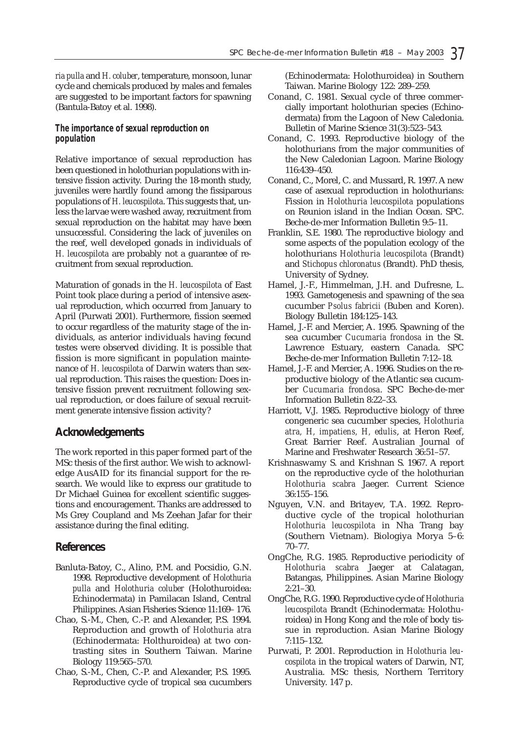*ria pulla* and *H. coluber*, temperature, monsoon, lunar cycle and chemicals produced by males and females are suggested to be important factors for spawning (Bantula-Batoy et al. 1998).

### The importance of sexual reproduction on population

Relative importance of sexual reproduction has been questioned in holothurian populations with intensive fission activity. During the 18-month study, juveniles were hardly found among the fissiparous populations of *H. leucospilota*. This suggests that, unless the larvae were washed away, recruitment from sexual reproduction on the habitat may have been unsuccessful. Considering the lack of juveniles on the reef, well developed gonads in individuals of *H. leucospilota* are probably not a guarantee of recruitment from sexual reproduction.

Maturation of gonads in the *H. leucospilota* of East Point took place during a period of intensive asexual reproduction, which occurred from January to April (Purwati 2001). Furthermore, fission seemed to occur regardless of the maturity stage of the individuals, as anterior individuals having fecund testes were observed dividing. It is possible that fission is more significant in population maintenance of *H. leucospilota* of Darwin waters than sexual reproduction. This raises the question: Does intensive fission prevent recruitment following sexual reproduction, or does failure of sexual recruitment generate intensive fission activity?

## Acknowledgements

The work reported in this paper formed part of the MSc thesis of the first author. We wish to acknowledge AusAID for its financial support for the research. We would like to express our gratitude to Dr Michael Guinea for excellent scientific suggestions and encouragement. Thanks are addressed to Ms Grey Coupland and Ms Zeehan Jafar for their assistance during the final editing.

## References

Banluta-Batoy, C., Alino, P.M. and Pocsidio, G.N. 1998. Reproductive development of *Holothuria pulla* and *Holothuria coluber* (Holothuroidea: Echinodermata) in Pamilacan Island, Central Philippines. Asian Fisheries Science 11:169–176.

Chao, S.-M., Chen, C.-P. and Alexander, P.S. 1994. Reproduction and growth of *Holothuria atra* (Echinodermata: Holthuroidea) at two contrasting sites in Southern Taiwan. Marine Biology 119:565–570.

Chao, S.-M., Chen, C.-P. and Alexander, P.S. 1995. Reproductive cycle of tropical sea cucumbers (Echinodermata: Holothuroidea) in Southern Taiwan. Marine Biology 122: 289–259.

Conand, C. 1981. Sexual cycle of three commercially important holothurian species (Echinodermata) from the Lagoon of New Caledonia. Bulletin of Marine Science 31(3):523–543.

Conand, C. 1993. Reproductive biology of the holothurians from the major communities of the New Caledonian Lagoon. Marine Biology 116:439–450.

Conand, C., Morel, C. and Mussard, R. 1997. A new case of asexual reproduction in holothurians: Fission in *Holothuria leucospilota* populations on Reunion island in the Indian Ocean. SPC. Beche-de-mer Information Bulletin 9:5–11.

Franklin, S.E. 1980. The reproductive biology and some aspects of the population ecology of the holothurians *Holothuria leucospilota* (Brandt) and *Stichopus chloronatus* (Brandt). PhD thesis, University of Sydney.

Hamel, J.-F., Himmelman, J.H. and Dufresne, L. 1993. Gametogenesis and spawning of the sea cucumber *Psolus fabricii* (Buben and Koren). Biology Bulletin 184:125–143.

Hamel, J.-F. and Mercier, A. 1995. Spawning of the sea cucumber *Cucumaria frondosa* in the St. Lawrence Estuary, eastern Canada. SPC Beche-de-mer Information Bulletin 7:12–18.

Hamel, J.-F. and Mercier, A. 1996. Studies on the reproductive biology of the Atlantic sea cucumber *Cucumaria frondosa*. SPC Beche-de-mer Information Bulletin 8:22–33.

Harriott, V.J. 1985. Reproductive biology of three congeneric sea cucumber species, *Holothuria atra, H, impatiens, H, edulis*, at Heron Reef, Great Barrier Reef. Australian Journal of Marine and Freshwater Research 36:51–57.

Krishnaswamy S. and Krishnan S. 1967. A report on the reproductive cycle of the holothurian *Holothuria scabra* Jaeger. Current Science 36:155–156.

Nguyen, V.N. and Britayev, T.A. 1992. Reproductive cycle of the tropical holothurian *Holothuria leucospilota* in Nha Trang bay (Southern Vietnam). Biologiya Morya 5–6: 70–77.

OngChe, R.G. 1985. Reproductive periodicity of *Holothuria scabra* Jaeger at Calatagan, Batangas, Philippines. Asian Marine Biology 2:21–30.

OngChe, R.G. 1990. Reproductive cycle of *Holothuria leucospilota* Brandt (Echinodermata: Holothuroidea) in Hong Kong and the role of body tissue in reproduction. Asian Marine Biology 7:115–132.

Purwati, P. 2001. Reproduction in *Holothuria leucospilota* in the tropical waters of Darwin, NT, Australia. MSc thesis, Northern Territory University. 147 p.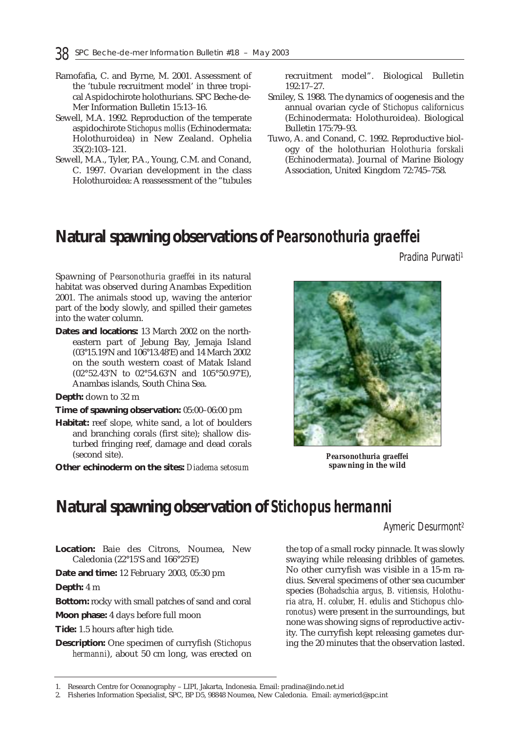Ramofafia, C. and Byrne, M. 2001. Assessment of the 'tubule recruitment model' in three tropical Aspidochirote holothurians. SPC Beche-de-Mer Information Bulletin 15:13–16.

Sewell, M.A. 1992. Reproduction of the temperate aspidochirote *Stichopus mollis* (Echinodermata: Holothuroidea) in New Zealand. Ophelia 35(2):103–121.

Sewell, M.A., Tyler, P.A., Young, C.M. and Conand, C. 1997. Ovarian development in the class Holothuroidea: A reassessment of the "tubules recruitment model". Biological Bulletin 192:17–27.

Smiley, S. 1988. The dynamics of oogenesis and the annual ovarian cycle of *Stichopus californicus* (Echinodermata: Holothuroidea). Biological Bulletin 175:79–93.

Tuwo, A. and Conand, C. 1992. Reproductive biology of the holothurian *Holothuria forskali* (Echinodermata). Journal of Marine Biology Association, United Kingdom 72:745–758.

# Natural spawning observations of *Pearsonothuria graeffei*

*Pradina Purwati*[1]

Spawning of *Pearsonothuria graeffei* in its natural habitat was observed during Anambas Expedition 2001. The animals stood up, waving the anterior part of the body slowly, and spilled their gametes into the water column.

**Dates and locations:** 13 March 2002 on the northeastern part of Jebung Bay, Jemaja Island (03°15.19'N and 106°13.48'E) and 14 March 2002 on the south western coast of Matak Island (02°52.43'N to 02°54.63'N and 105°50.97'E), Anambas islands, South China Sea.

**Depth:** down to 32 m

**Time of spawning observation:** 05:00–06:00 pm

**Habitat:** reef slope, white sand, a lot of boulders and branching corals (first site); shallow disturbed fringing reef, damage and dead corals (second site).

**Other echinoderm on the sites:** *Diadema setosum*

***Pearsonothuria graeffei* spawning in the wild**

# Natural spawning observation of *Stichopus hermanni*

*Aymeric Desurmont*[2]

**Location:** Baie des Citrons, Noumea, New Caledonia (22°15'S and 166°25'E)

**Date and time:** 12 February 2003, 05:30 pm

**Depth:** 4 m

**Bottom:** rocky with small patches of sand and coral

**Moon phase:** 4 days before full moon

**Tide:** 1.5 hours after high tide.

**Description:** One specimen of curryfish (*Stichopus hermanni*), about 50 cm long, was erected on the top of a small rocky pinnacle. It was slowly swaying while releasing dribbles of gametes. No other curryfish was visible in a 15-m radius. Several specimens of other sea cucumber species (*Bohadschia argus, B. vitiensis, Holothuria atra, H. coluber, H. edulis* and *Stichopus chloronotus*) were present in the surroundings, but none was showing signs of reproductive activity. The curryfish kept releasing gametes during the 20 minutes that the observation lasted.

---

1. Research Centre for Oceanography – LIPI, Jakarta, Indonesia. Email: pradina@indo.net.id
2. Fisheries Information Specialist, SPC, BP D5, 98848 Noumea, New Caledonia. Email: aymericd@spc.int